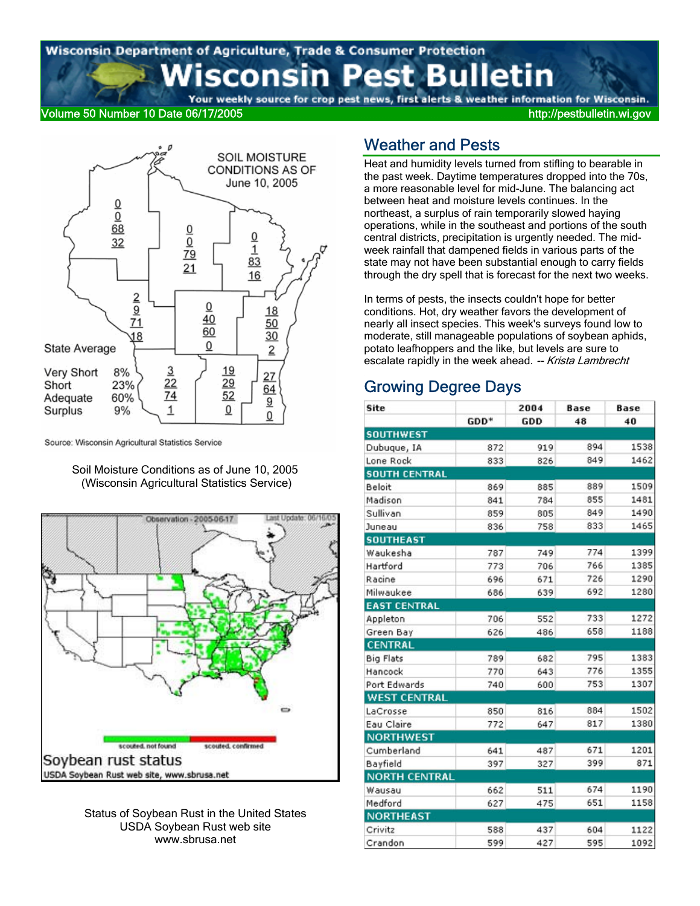# Wisconsin Department of Agriculture, Trade & Consumer Protection

# Wisconsin Pest Bulletin

Your weekly source for crop pest news, first alerts & weather information for Wisconsin.

Volume 50 Number 10 Date 06/17/2005 http://pestbulletin.wi.gov

Soil Moisture Conditions as of June 10, 2005
(Wisconsin Agricultural Statistics Service)

Status of Soybean Rust in the United States
USDA Soybean Rust web site
www.sbrusa.net

## Weather and Pests

Heat and humidity levels turned from stifling to bearable in the past week. Daytime temperatures dropped into the 70s, a more reasonable level for mid-June. The balancing act between heat and moisture levels continues. In the northeast, a surplus of rain temporarily slowed haying operations, while in the southeast and portions of the south central districts, precipitation is urgently needed. The mid-week rainfall that dampened fields in various parts of the state may not have been substantial enough to carry fields through the dry spell that is forecast for the next two weeks.

In terms of pests, the insects couldn't hope for better conditions. Hot, dry weather favors the development of nearly all insect species. This week's surveys found low to moderate, still manageable populations of soybean aphids, potato leafhoppers and the like, but levels are sure to escalate rapidly in the week ahead. *-- Krista Lambrecht*

## Growing Degree Days

| Site | GDD* | 2004 GDD | Base 48 | Base 40 |
|---|---|---|---|---|
| **SOUTHWEST** | | | | |
| Dubuque, IA | 872 | 919 | 894 | 1538 |
| Lone Rock | 833 | 826 | 849 | 1462 |
| **SOUTH CENTRAL** | | | | |
| Beloit | 869 | 885 | 889 | 1509 |
| Madison | 841 | 784 | 855 | 1481 |
| Sullivan | 859 | 805 | 849 | 1490 |
| Juneau | 836 | 758 | 833 | 1465 |
| **SOUTHEAST** | | | | |
| Waukesha | 787 | 749 | 774 | 1399 |
| Hartford | 773 | 706 | 766 | 1385 |
| Racine | 696 | 671 | 726 | 1290 |
| Milwaukee | 686 | 639 | 692 | 1280 |
| **EAST CENTRAL** | | | | |
| Appleton | 706 | 552 | 733 | 1272 |
| Green Bay | 626 | 486 | 658 | 1188 |
| **CENTRAL** | | | | |
| Big Flats | 789 | 682 | 795 | 1383 |
| Hancock | 770 | 643 | 776 | 1355 |
| Port Edwards | 740 | 600 | 753 | 1307 |
| **WEST CENTRAL** | | | | |
| LaCrosse | 850 | 816 | 884 | 1502 |
| Eau Claire | 772 | 647 | 817 | 1380 |
| **NORTHWEST** | | | | |
| Cumberland | 641 | 487 | 671 | 1201 |
| Bayfield | 397 | 327 | 399 | 871 |
| **NORTH CENTRAL** | | | | |
| Wausau | 662 | 511 | 674 | 1190 |
| Medford | 627 | 475 | 651 | 1158 |
| **NORTHEAST** | | | | |
| Crivitz | 588 | 437 | 604 | 1122 |
| Crandon | 599 | 427 | 595 | 1092 |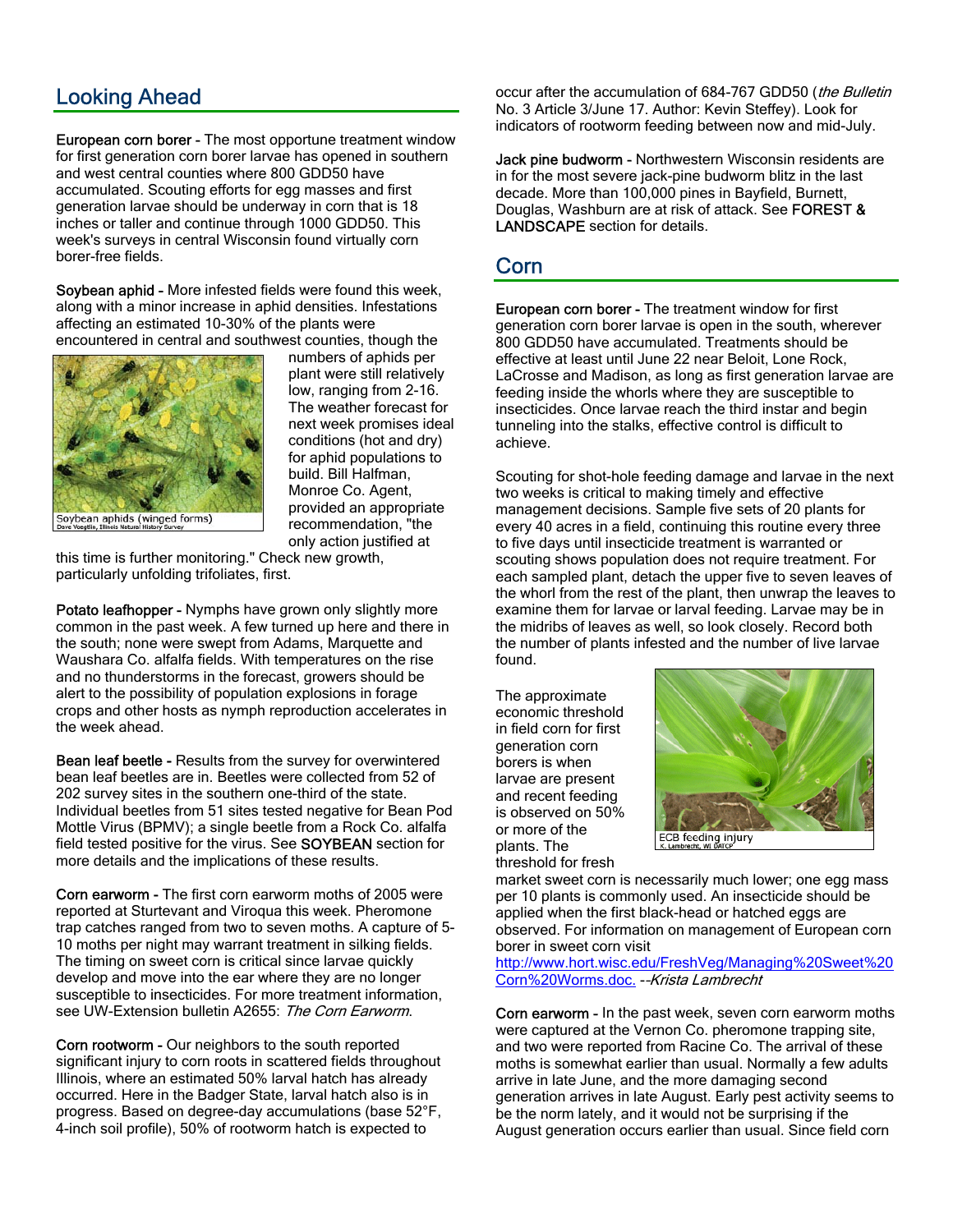## Looking Ahead

**European corn borer -** The most opportune treatment window for first generation corn borer larvae has opened in southern and west central counties where 800 GDD50 have accumulated. Scouting efforts for egg masses and first generation larvae should be underway in corn that is 18 inches or taller and continue through 1000 GDD50. This week's surveys in central Wisconsin found virtually corn borer-free fields.

**Soybean aphid -** More infested fields were found this week, along with a minor increase in aphid densities. Infestations affecting an estimated 10-30% of the plants were encountered in central and southwest counties, though the numbers of aphids per plant were still relatively low, ranging from 2-16. The weather forecast for next week promises ideal conditions (hot and dry) for aphid populations to build. Bill Halfman, Monroe Co. Agent, provided an appropriate recommendation, "the only action justified at this time is further monitoring." Check new growth, particularly unfolding trifoliates, first.

Soybean aphids (winged forms)
Dave Voegtlin, Illinois Natural History Survey

**Potato leafhopper -** Nymphs have grown only slightly more common in the past week. A few turned up here and there in the south; none were swept from Adams, Marquette and Waushara Co. alfalfa fields. With temperatures on the rise and no thunderstorms in the forecast, growers should be alert to the possibility of population explosions in forage crops and other hosts as nymph reproduction accelerates in the week ahead.

**Bean leaf beetle -** Results from the survey for overwintered bean leaf beetles are in. Beetles were collected from 52 of 202 survey sites in the southern one-third of the state. Individual beetles from 51 sites tested negative for Bean Pod Mottle Virus (BPMV); a single beetle from a Rock Co. alfalfa field tested positive for the virus. See SOYBEAN section for more details and the implications of these results.

**Corn earworm -** The first corn earworm moths of 2005 were reported at Sturtevant and Viroqua this week. Pheromone trap catches ranged from two to seven moths. A capture of 5-10 moths per night may warrant treatment in silking fields. The timing on sweet corn is critical since larvae quickly develop and move into the ear where they are no longer susceptible to insecticides. For more treatment information, see UW-Extension bulletin A2655: *The Corn Earworm*.

**Corn rootworm -** Our neighbors to the south reported significant injury to corn roots in scattered fields throughout Illinois, where an estimated 50% larval hatch has already occurred. Here in the Badger State, larval hatch also is in progress. Based on degree-day accumulations (base 52°F, 4-inch soil profile), 50% of rootworm hatch is expected to occur after the accumulation of 684-767 GDD50 (*the Bulletin* No. 3 Article 3/June 17. Author: Kevin Steffey). Look for indicators of rootworm feeding between now and mid-July.

**Jack pine budworm -** Northwestern Wisconsin residents are in for the most severe jack-pine budworm blitz in the last decade. More than 100,000 pines in Bayfield, Burnett, Douglas, Washburn are at risk of attack. See FOREST & LANDSCAPE section for details.

## Corn

**European corn borer -** The treatment window for first generation corn borer larvae is open in the south, wherever 800 GDD50 have accumulated. Treatments should be effective at least until June 22 near Beloit, Lone Rock, LaCrosse and Madison, as long as first generation larvae are feeding inside the whorls where they are susceptible to insecticides. Once larvae reach the third instar and begin tunneling into the stalks, effective control is difficult to achieve.

Scouting for shot-hole feeding damage and larvae in the next two weeks is critical to making timely and effective management decisions. Sample five sets of 20 plants for every 40 acres in a field, continuing this routine every three to five days until insecticide treatment is warranted or scouting shows population does not require treatment. For each sampled plant, detach the upper five to seven leaves of the whorl from the rest of the plant, then unwrap the leaves to examine them for larvae or larval feeding. Larvae may be in the midribs of leaves as well, so look closely. Record both the number of plants infested and the number of live larvae found.

The approximate economic threshold in field corn for first generation corn borers is when larvae are present and recent feeding is observed on 50% or more of the plants. The threshold for fresh market sweet corn is necessarily much lower; one egg mass per 10 plants is commonly used. An insecticide should be applied when the first black-head or hatched eggs are observed. For information on management of European corn borer in sweet corn visit http://www.hort.wisc.edu/FreshVeg/Managing%20Sweet%20Corn%20Worms.doc. --*Krista Lambrecht*

ECB feeding injury
K. Lambrecht, WI DATCP

**Corn earworm -** In the past week, seven corn earworm moths were captured at the Vernon Co. pheromone trapping site, and two were reported from Racine Co. The arrival of these moths is somewhat earlier than usual. Normally a few adults arrive in late June, and the more damaging second generation arrives in late August. Early pest activity seems to be the norm lately, and it would not be surprising if the August generation occurs earlier than usual. Since field corn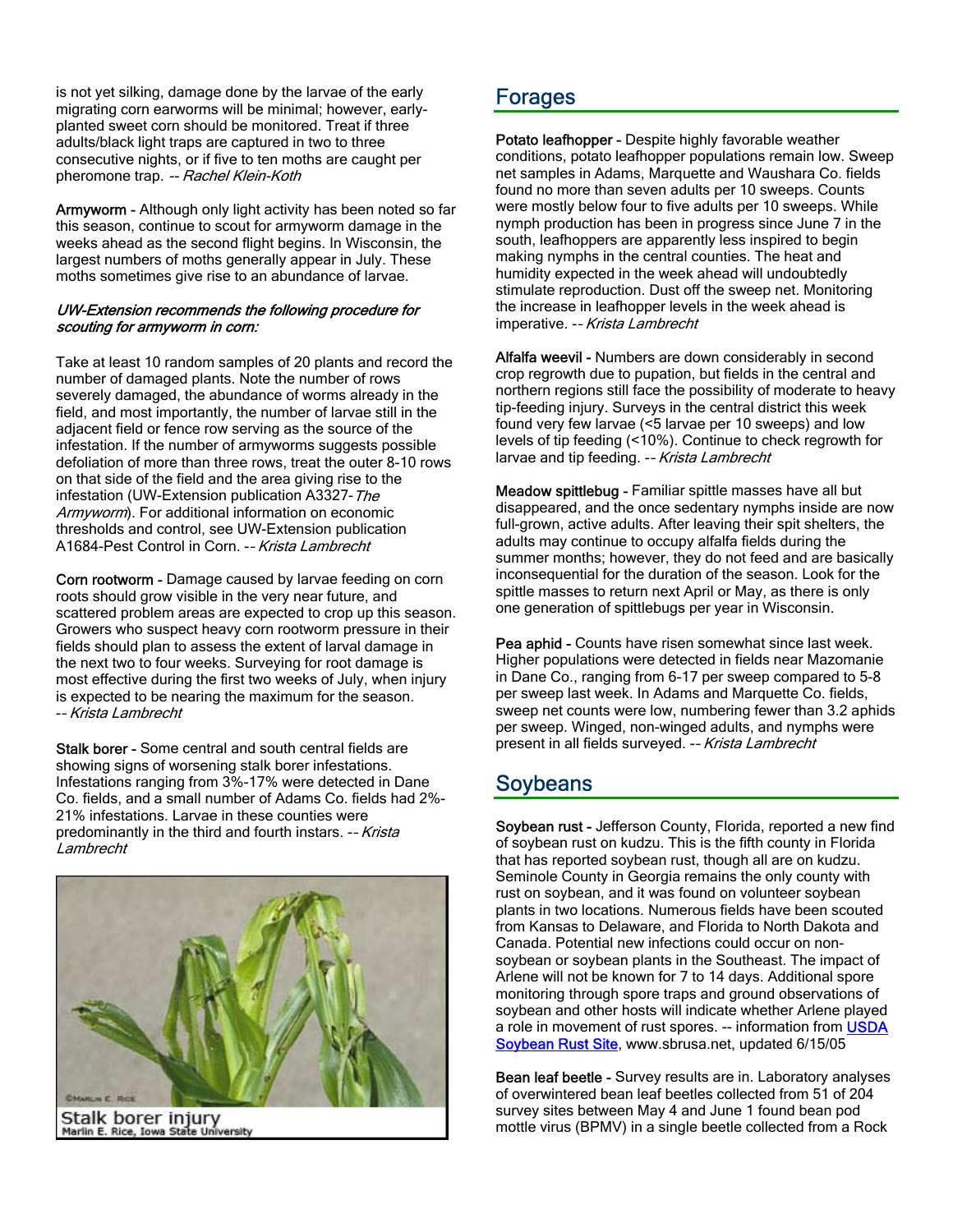is not yet silking, damage done by the larvae of the early migrating corn earworms will be minimal; however, early-planted sweet corn should be monitored. Treat if three adults/black light traps are captured in two to three consecutive nights, or if five to ten moths are caught per pheromone trap. -- *Rachel Klein-Koth*

**Armyworm** - Although only light activity has been noted so far this season, continue to scout for armyworm damage in the weeks ahead as the second flight begins. In Wisconsin, the largest numbers of moths generally appear in July. These moths sometimes give rise to an abundance of larvae.

*UW-Extension recommends the following procedure for scouting for armyworm in corn:*

Take at least 10 random samples of 20 plants and record the number of damaged plants. Note the number of rows severely damaged, the abundance of worms already in the field, and most importantly, the number of larvae still in the adjacent field or fence row serving as the source of the infestation. If the number of armyworms suggests possible defoliation of more than three rows, treat the outer 8-10 rows on that side of the field and the area giving rise to the infestation (UW-Extension publication A3327-*The Armyworm*). For additional information on economic thresholds and control, see UW-Extension publication A1684-Pest Control in Corn. -- *Krista Lambrecht*

**Corn rootworm** - Damage caused by larvae feeding on corn roots should grow visible in the very near future, and scattered problem areas are expected to crop up this season. Growers who suspect heavy corn rootworm pressure in their fields should plan to assess the extent of larval damage in the next two to four weeks. Surveying for root damage is most effective during the first two weeks of July, when injury is expected to be nearing the maximum for the season. -- *Krista Lambrecht*

**Stalk borer** - Some central and south central fields are showing signs of worsening stalk borer infestations. Infestations ranging from 3%-17% were detected in Dane Co. fields, and a small number of Adams Co. fields had 2%-21% infestations. Larvae in these counties were predominantly in the third and fourth instars. -- *Krista Lambrecht*

Stalk borer injury
Marlin E. Rice, Iowa State University

## Forages

**Potato leafhopper** - Despite highly favorable weather conditions, potato leafhopper populations remain low. Sweep net samples in Adams, Marquette and Waushara Co. fields found no more than seven adults per 10 sweeps. Counts were mostly below four to five adults per 10 sweeps. While nymph production has been in progress since June 7 in the south, leafhoppers are apparently less inspired to begin making nymphs in the central counties. The heat and humidity expected in the week ahead will undoubtedly stimulate reproduction. Dust off the sweep net. Monitoring the increase in leafhopper levels in the week ahead is imperative. -- *Krista Lambrecht*

**Alfalfa weevil** - Numbers are down considerably in second crop regrowth due to pupation, but fields in the central and northern regions still face the possibility of moderate to heavy tip-feeding injury. Surveys in the central district this week found very few larvae (<5 larvae per 10 sweeps) and low levels of tip feeding (<10%). Continue to check regrowth for larvae and tip feeding. -- *Krista Lambrecht*

**Meadow spittlebug** - Familiar spittle masses have all but disappeared, and the once sedentary nymphs inside are now full-grown, active adults. After leaving their spit shelters, the adults may continue to occupy alfalfa fields during the summer months; however, they do not feed and are basically inconsequential for the duration of the season. Look for the spittle masses to return next April or May, as there is only one generation of spittlebugs per year in Wisconsin.

**Pea aphid** - Counts have risen somewhat since last week. Higher populations were detected in fields near Mazomanie in Dane Co., ranging from 6-17 per sweep compared to 5-8 per sweep last week. In Adams and Marquette Co. fields, sweep net counts were low, numbering fewer than 3.2 aphids per sweep. Winged, non-winged adults, and nymphs were present in all fields surveyed. -- *Krista Lambrecht*

## Soybeans

**Soybean rust** - Jefferson County, Florida, reported a new find of soybean rust on kudzu. This is the fifth county in Florida that has reported soybean rust, though all are on kudzu. Seminole County in Georgia remains the only county with rust on soybean, and it was found on volunteer soybean plants in two locations. Numerous fields have been scouted from Kansas to Delaware, and Florida to North Dakota and Canada. Potential new infections could occur on non-soybean or soybean plants in the Southeast. The impact of Arlene will not be known for 7 to 14 days. Additional spore monitoring through spore traps and ground observations of soybean and other hosts will indicate whether Arlene played a role in movement of rust spores. -- information from USDA Soybean Rust Site, www.sbrusa.net, updated 6/15/05

**Bean leaf beetle** - Survey results are in. Laboratory analyses of overwintered bean leaf beetles collected from 51 of 204 survey sites between May 4 and June 1 found bean pod mottle virus (BPMV) in a single beetle collected from a Rock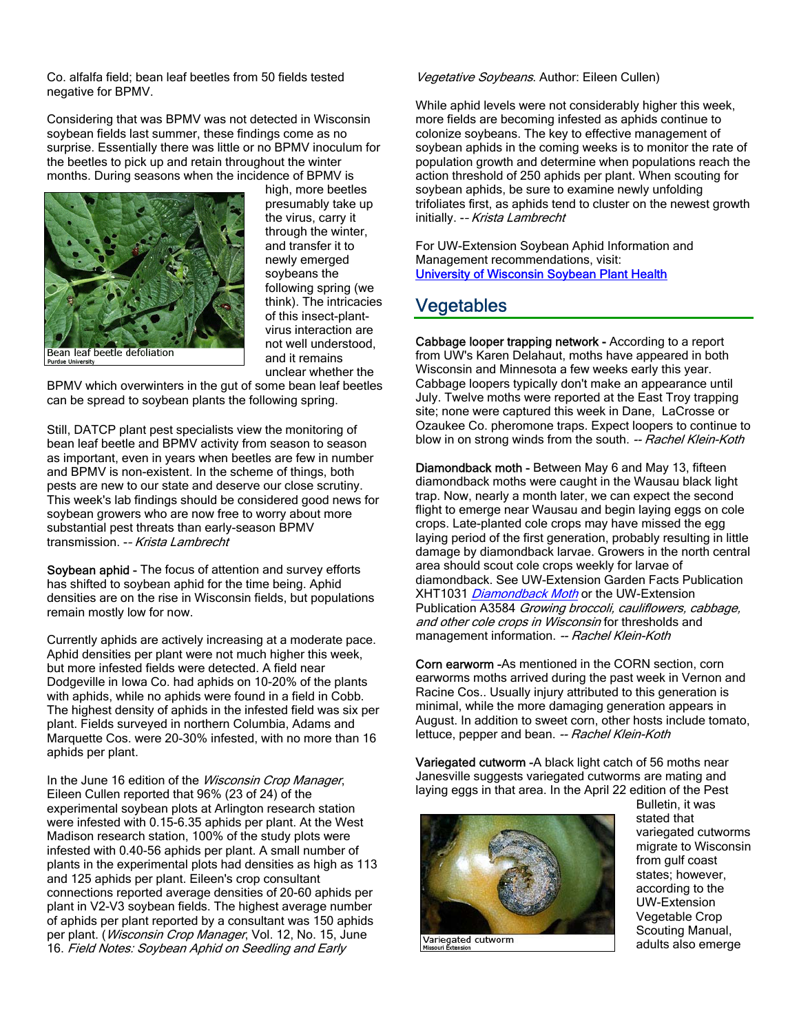Co. alfalfa field; bean leaf beetles from 50 fields tested negative for BPMV.

Considering that was BPMV was not detected in Wisconsin soybean fields last summer, these findings come as no surprise. Essentially there was little or no BPMV inoculum for the beetles to pick up and retain throughout the winter months. During seasons when the incidence of BPMV is high, more beetles presumably take up the virus, carry it through the winter, and transfer it to newly emerged soybeans the following spring (we think). The intricacies of this insect-plant-virus interaction are not well understood, and it remains unclear whether the BPMV which overwinters in the gut of some bean leaf beetles can be spread to soybean plants the following spring.

Bean leaf beetle defoliation
Purdue University

Still, DATCP plant pest specialists view the monitoring of bean leaf beetle and BPMV activity from season to season as important, even in years when beetles are few in number and BPMV is non-existent. In the scheme of things, both pests are new to our state and deserve our close scrutiny. This week's lab findings should be considered good news for soybean growers who are now free to worry about more substantial pest threats than early-season BPMV transmission. -- *Krista Lambrecht*

**Soybean aphid** - The focus of attention and survey efforts has shifted to soybean aphid for the time being. Aphid densities are on the rise in Wisconsin fields, but populations remain mostly low for now.

Currently aphids are actively increasing at a moderate pace. Aphid densities per plant were not much higher this week, but more infested fields were detected. A field near Dodgeville in Iowa Co. had aphids on 10-20% of the plants with aphids, while no aphids were found in a field in Cobb. The highest density of aphids in the infested field was six per plant. Fields surveyed in northern Columbia, Adams and Marquette Cos. were 20-30% infested, with no more than 16 aphids per plant.

In the June 16 edition of the *Wisconsin Crop Manager*, Eileen Cullen reported that 96% (23 of 24) of the experimental soybean plots at Arlington research station were infested with 0.15-6.35 aphids per plant. At the West Madison research station, 100% of the study plots were infested with 0.40-56 aphids per plant. A small number of plants in the experimental plots had densities as high as 113 and 125 aphids per plant. Eileen's crop consultant connections reported average densities of 20-60 aphids per plant in V2-V3 soybean fields. The highest average number of aphids per plant reported by a consultant was 150 aphids per plant. (*Wisconsin Crop Manager*, Vol. 12, No. 15, June 16. *Field Notes: Soybean Aphid on Seedling and Early Vegetative Soybeans*. Author: Eileen Cullen)

While aphid levels were not considerably higher this week, more fields are becoming infested as aphids continue to colonize soybeans. The key to effective management of soybean aphids in the coming weeks is to monitor the rate of population growth and determine when populations reach the action threshold of 250 aphids per plant. When scouting for soybean aphids, be sure to examine newly unfolding trifoliates first, as aphids tend to cluster on the newest growth initially. -- *Krista Lambrecht*

For UW-Extension Soybean Aphid Information and Management recommendations, visit: [University of Wisconsin Soybean Plant Health]

## Vegetables

**Cabbage looper trapping network -** According to a report from UW's Karen Delahaut, moths have appeared in both Wisconsin and Minnesota a few weeks early this year. Cabbage loopers typically don't make an appearance until July. Twelve moths were reported at the East Troy trapping site; none were captured this week in Dane, LaCrosse or Ozaukee Co. pheromone traps. Expect loopers to continue to blow in on strong winds from the south. -- *Rachel Klein-Koth*

**Diamondback moth -** Between May 6 and May 13, fifteen diamondback moths were caught in the Wausau black light trap. Now, nearly a month later, we can expect the second flight to emerge near Wausau and begin laying eggs on cole crops. Late-planted cole crops may have missed the egg laying period of the first generation, probably resulting in little damage by diamondback larvae. Growers in the north central area should scout cole crops weekly for larvae of diamondback. See UW-Extension Garden Facts Publication XHT1031 *Diamondback Moth* or the UW-Extension Publication A3584 *Growing broccoli, cauliflowers, cabbage, and other cole crops in Wisconsin* for thresholds and management information. -- *Rachel Klein-Koth*

**Corn earworm -**As mentioned in the CORN section, corn earworms moths arrived during the past week in Vernon and Racine Cos.. Usually injury attributed to this generation is minimal, while the more damaging generation appears in August. In addition to sweet corn, other hosts include tomato, lettuce, pepper and bean. -- *Rachel Klein-Koth*

**Variegated cutworm -**A black light catch of 56 moths near Janesville suggests variegated cutworms are mating and laying eggs in that area. In the April 22 edition of the Pest Bulletin, it was stated that variegated cutworms migrate to Wisconsin from gulf coast states; however, according to the UW-Extension Vegetable Crop Scouting Manual, adults also emerge

Variegated cutworm
Missouri Extension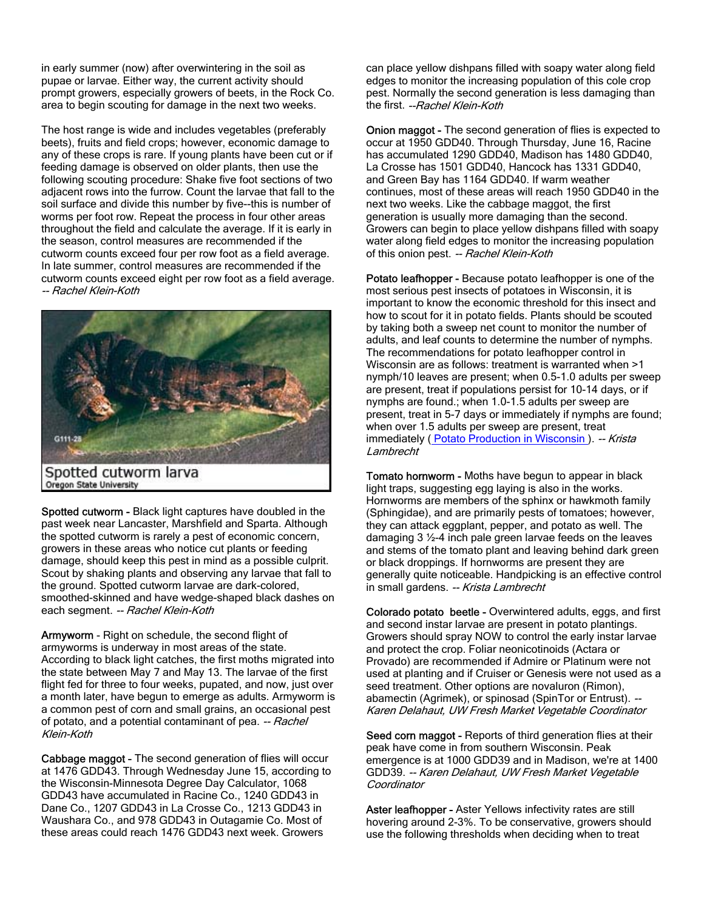in early summer (now) after overwintering in the soil as pupae or larvae. Either way, the current activity should prompt growers, especially growers of beets, in the Rock Co. area to begin scouting for damage in the next two weeks.

The host range is wide and includes vegetables (preferably beets), fruits and field crops; however, economic damage to any of these crops is rare. If young plants have been cut or if feeding damage is observed on older plants, then use the following scouting procedure: Shake five foot sections of two adjacent rows into the furrow. Count the larvae that fall to the soil surface and divide this number by five--this is number of worms per foot row. Repeat the process in four other areas throughout the field and calculate the average. If it is early in the season, control measures are recommended if the cutworm counts exceed four per row foot as a field average. In late summer, control measures are recommended if the cutworm counts exceed eight per row foot as a field average. *-- Rachel Klein-Koth*

Spotted cutworm larva
Oregon State University

**Spotted cutworm -** Black light captures have doubled in the past week near Lancaster, Marshfield and Sparta. Although the spotted cutworm is rarely a pest of economic concern, growers in these areas who notice cut plants or feeding damage, should keep this pest in mind as a possible culprit. Scout by shaking plants and observing any larvae that fall to the ground. Spotted cutworm larvae are dark-colored, smoothed-skinned and have wedge-shaped black dashes on each segment. *-- Rachel Klein-Koth*

**Armyworm** - Right on schedule, the second flight of armyworms is underway in most areas of the state. According to black light catches, the first moths migrated into the state between May 7 and May 13. The larvae of the first flight fed for three to four weeks, pupated, and now, just over a month later, have begun to emerge as adults. Armyworm is a common pest of corn and small grains, an occasional pest of potato, and a potential contaminant of pea. *-- Rachel Klein-Koth*

**Cabbage maggot -** The second generation of flies will occur at 1476 GDD43. Through Wednesday June 15, according to the Wisconsin-Minnesota Degree Day Calculator, 1068 GDD43 have accumulated in Racine Co., 1240 GDD43 in Dane Co., 1207 GDD43 in La Crosse Co., 1213 GDD43 in Waushara Co., and 978 GDD43 in Outagamie Co. Most of these areas could reach 1476 GDD43 next week. Growers can place yellow dishpans filled with soapy water along field edges to monitor the increasing population of this cole crop pest. Normally the second generation is less damaging than the first. *--Rachel Klein-Koth*

**Onion maggot -** The second generation of flies is expected to occur at 1950 GDD40. Through Thursday, June 16, Racine has accumulated 1290 GDD40, Madison has 1480 GDD40, La Crosse has 1501 GDD40, Hancock has 1331 GDD40, and Green Bay has 1164 GDD40. If warm weather continues, most of these areas will reach 1950 GDD40 in the next two weeks. Like the cabbage maggot, the first generation is usually more damaging than the second. Growers can begin to place yellow dishpans filled with soapy water along field edges to monitor the increasing population of this onion pest. *-- Rachel Klein-Koth*

**Potato leafhopper -** Because potato leafhopper is one of the most serious pest insects of potatoes in Wisconsin, it is important to know the economic threshold for this insect and how to scout for it in potato fields. Plants should be scouted by taking both a sweep net count to monitor the number of adults, and leaf counts to determine the number of nymphs. The recommendations for potato leafhopper control in Wisconsin are as follows: treatment is warranted when >1 nymph/10 leaves are present; when 0.5-1.0 adults per sweep are present, treat if populations persist for 10-14 days, or if nymphs are found.; when 1.0-1.5 adults per sweep are present, treat in 5-7 days or immediately if nymphs are found; when over 1.5 adults per sweep are present, treat immediately ( Potato Production in Wisconsin ). *-- Krista Lambrecht*

**Tomato hornworm -** Moths have begun to appear in black light traps, suggesting egg laying is also in the works. Hornworms are members of the sphinx or hawkmoth family (Sphingidae), and are primarily pests of tomatoes; however, they can attack eggplant, pepper, and potato as well. The damaging 3 ½-4 inch pale green larvae feeds on the leaves and stems of the tomato plant and leaving behind dark green or black droppings. If hornworms are present they are generally quite noticeable. Handpicking is an effective control in small gardens. *-- Krista Lambrecht*

**Colorado potato beetle -** Overwintered adults, eggs, and first and second instar larvae are present in potato plantings. Growers should spray NOW to control the early instar larvae and protect the crop. Foliar neonicotinoids (Actara or Provado) are recommended if Admire or Platinum were not used at planting and if Cruiser or Genesis were not used as a seed treatment. Other options are novaluron (Rimon), abamectin (Agrimek), or spinosad (SpinTor or Entrust). *-- Karen Delahaut, UW Fresh Market Vegetable Coordinator*

**Seed corn maggot -** Reports of third generation flies at their peak have come in from southern Wisconsin. Peak emergence is at 1000 GDD39 and in Madison, we're at 1400 GDD39. *-- Karen Delahaut, UW Fresh Market Vegetable Coordinator*

**Aster leafhopper -** Aster Yellows infectivity rates are still hovering around 2-3%. To be conservative, growers should use the following thresholds when deciding when to treat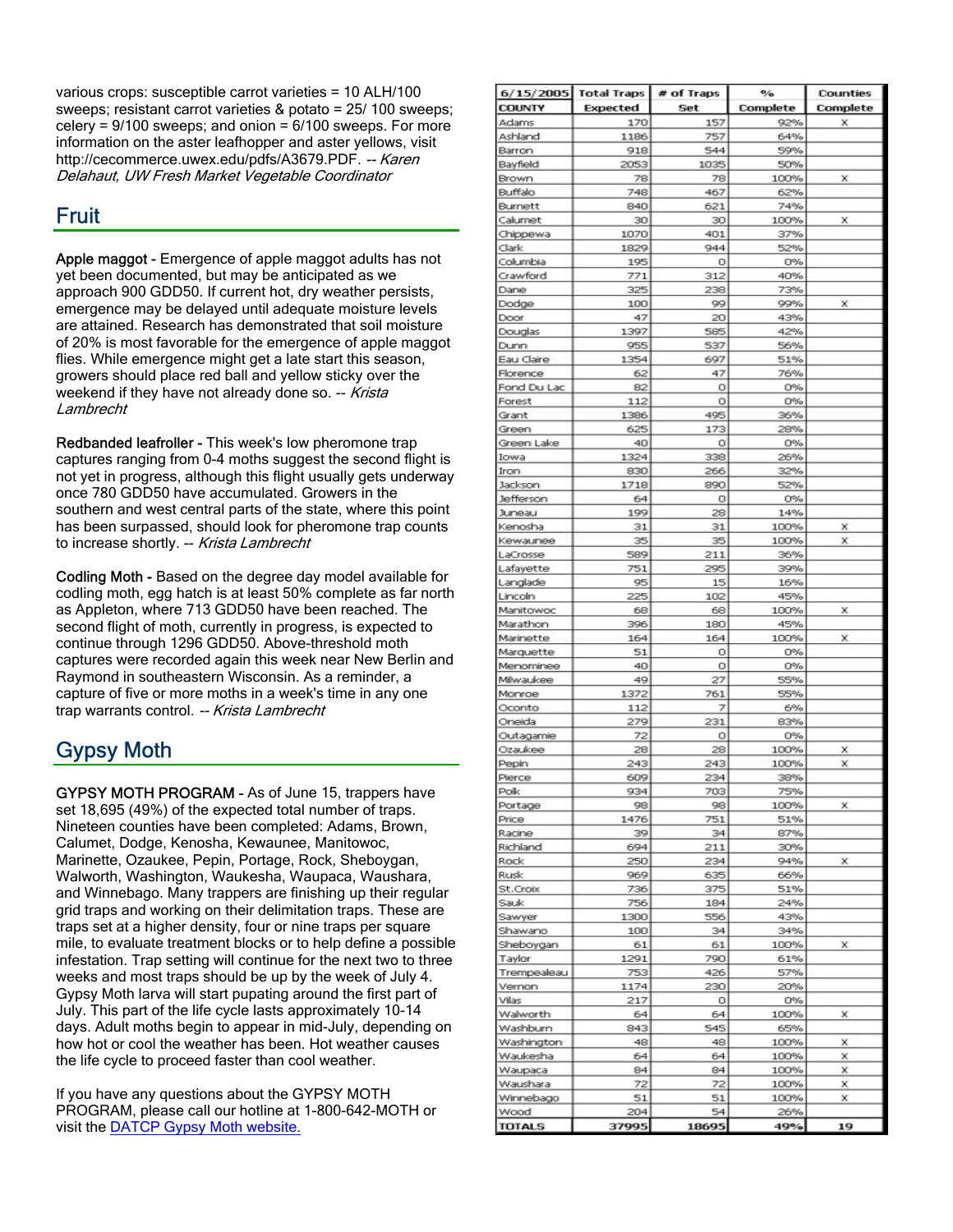various crops: susceptible carrot varieties = 10 ALH/100 sweeps; resistant carrot varieties & potato = 25/ 100 sweeps; celery = 9/100 sweeps; and onion = 6/100 sweeps. For more information on the aster leafhopper and aster yellows, visit http://cecommerce.uwex.edu/pdfs/A3679.PDF. -- *Karen Delahaut, UW Fresh Market Vegetable Coordinator*

## Fruit

**Apple maggot** - Emergence of apple maggot adults has not yet been documented, but may be anticipated as we approach 900 GDD50. If current hot, dry weather persists, emergence may be delayed until adequate moisture levels are attained. Research has demonstrated that soil moisture of 20% is most favorable for the emergence of apple maggot flies. While emergence might get a late start this season, growers should place red ball and yellow sticky over the weekend if they have not already done so. -- *Krista Lambrecht*

**Redbanded leafroller** - This week's low pheromone trap captures ranging from 0-4 moths suggest the second flight is not yet in progress, although this flight usually gets underway once 780 GDD50 have accumulated. Growers in the southern and west central parts of the state, where this point has been surpassed, should look for pheromone trap counts to increase shortly. -- *Krista Lambrecht*

**Codling Moth** - Based on the degree day model available for codling moth, egg hatch is at least 50% complete as far north as Appleton, where 713 GDD50 have been reached. The second flight of moth, currently in progress, is expected to continue through 1296 GDD50. Above-threshold moth captures were recorded again this week near New Berlin and Raymond in southeastern Wisconsin. As a reminder, a capture of five or more moths in a week's time in any one trap warrants control. -- *Krista Lambrecht*

## Gypsy Moth

**GYPSY MOTH PROGRAM** - As of June 15, trappers have set 18,695 (49%) of the expected total number of traps. Nineteen counties have been completed: Adams, Brown, Calumet, Dodge, Kenosha, Kewaunee, Manitowoc, Marinette, Ozaukee, Pepin, Portage, Rock, Sheboygan, Walworth, Washington, Waukesha, Waupaca, Waushara, and Winnebago. Many trappers are finishing up their regular grid traps and working on their delimitation traps. These are traps set at a higher density, four or nine traps per square mile, to evaluate treatment blocks or to help define a possible infestation. Trap setting will continue for the next two to three weeks and most traps should be up by the week of July 4. Gypsy Moth larva will start pupating around the first part of July. This part of the life cycle lasts approximately 10-14 days. Adult moths begin to appear in mid-July, depending on how hot or cool the weather has been. Hot weather causes the life cycle to proceed faster than cool weather.

If you have any questions about the GYPSY MOTH PROGRAM, please call our hotline at 1-800-642-MOTH or visit the DATCP Gypsy Moth website.

| 6/15/2005 COUNTY | Total Traps Expected | # of Traps Set | % Complete | Counties Complete |
|---|---|---|---|---|
| Adams | 170 | 157 | 92% | x |
| Ashland | 1186 | 757 | 64% | |
| Barron | 918 | 544 | 59% | |
| Bayfield | 2053 | 1035 | 50% | |
| Brown | 78 | 78 | 100% | x |
| Buffalo | 748 | 467 | 62% | |
| Burnett | 840 | 621 | 74% | |
| Calumet | 30 | 30 | 100% | x |
| Chippewa | 1070 | 401 | 37% | |
| Clark | 1829 | 944 | 52% | |
| Columbia | 195 | 0 | 0% | |
| Crawford | 771 | 312 | 40% | |
| Dane | 325 | 238 | 73% | |
| Dodge | 100 | 99 | 99% | x |
| Door | 47 | 20 | 43% | |
| Douglas | 1397 | 585 | 42% | |
| Dunn | 955 | 537 | 56% | |
| Eau Claire | 1354 | 697 | 51% | |
| Florence | 62 | 47 | 76% | |
| Fond Du Lac | 82 | 0 | 0% | |
| Forest | 112 | 0 | 0% | |
| Grant | 1386 | 495 | 36% | |
| Green | 625 | 173 | 28% | |
| Green Lake | 40 | 0 | 0% | |
| Iowa | 1324 | 338 | 26% | |
| Iron | 830 | 266 | 32% | |
| Jackson | 1718 | 890 | 52% | |
| Jefferson | 64 | 0 | 0% | |
| Juneau | 199 | 28 | 14% | |
| Kenosha | 31 | 31 | 100% | x |
| Kewaunee | 35 | 35 | 100% | x |
| LaCrosse | 589 | 211 | 36% | |
| Lafayette | 751 | 295 | 39% | |
| Langlade | 95 | 15 | 16% | |
| Lincoln | 225 | 102 | 45% | |
| Manitowoc | 68 | 68 | 100% | x |
| Marathon | 396 | 180 | 45% | |
| Marinette | 164 | 164 | 100% | x |
| Marquette | 51 | 0 | 0% | |
| Menominee | 40 | 0 | 0% | |
| Milwaukee | 49 | 27 | 55% | |
| Monroe | 1372 | 761 | 55% | |
| Oconto | 112 | 7 | 6% | |
| Oneida | 279 | 231 | 83% | |
| Outagamie | 72 | 0 | 0% | |
| Ozaukee | 28 | 28 | 100% | x |
| Pepin | 243 | 243 | 100% | x |
| Pierce | 609 | 234 | 38% | |
| Polk | 934 | 703 | 75% | |
| Portage | 98 | 98 | 100% | x |
| Price | 1476 | 751 | 51% | |
| Racine | 39 | 34 | 87% | |
| Richland | 694 | 211 | 30% | |
| Rock | 250 | 234 | 94% | x |
| Rusk | 969 | 635 | 66% | |
| St.Croix | 736 | 375 | 51% | |
| Sauk | 756 | 184 | 24% | |
| Sawyer | 1300 | 556 | 43% | |
| Shawano | 100 | 34 | 34% | |
| Sheboygan | 61 | 61 | 100% | x |
| Taylor | 1291 | 790 | 61% | |
| Trempealeau | 753 | 426 | 57% | |
| Vernon | 1174 | 230 | 20% | |
| Vilas | 217 | 0 | 0% | |
| Walworth | 64 | 64 | 100% | x |
| Washburn | 843 | 545 | 65% | |
| Washington | 48 | 48 | 100% | x |
| Waukesha | 64 | 64 | 100% | x |
| Waupaca | 84 | 84 | 100% | x |
| Waushara | 72 | 72 | 100% | x |
| Winnebago | 51 | 51 | 100% | x |
| Wood | 204 | 54 | 26% | |
| TOTALS | 37995 | 18695 | 49% | 19 |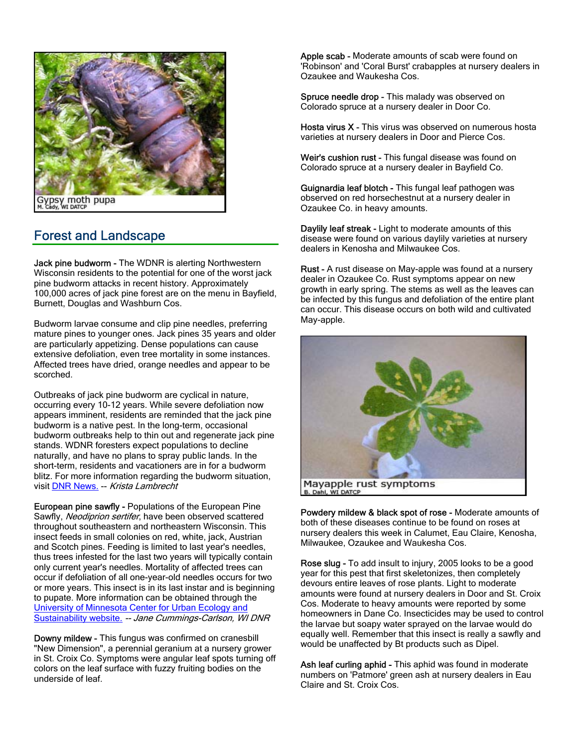Gypsy moth pupa
M. Cady, WI DATCP

## Forest and Landscape

**Jack pine budworm -** The WDNR is alerting Northwestern Wisconsin residents to the potential for one of the worst jack pine budworm attacks in recent history. Approximately 100,000 acres of jack pine forest are on the menu in Bayfield, Burnett, Douglas and Washburn Cos.

Budworm larvae consume and clip pine needles, preferring mature pines to younger ones. Jack pines 35 years and older are particularly appetizing. Dense populations can cause extensive defoliation, even tree mortality in some instances. Affected trees have dried, orange needles and appear to be scorched.

Outbreaks of jack pine budworm are cyclical in nature, occurring every 10-12 years. While severe defoliation now appears imminent, residents are reminded that the jack pine budworm is a native pest. In the long-term, occasional budworm outbreaks help to thin out and regenerate jack pine stands. WDNR foresters expect populations to decline naturally, and have no plans to spray public lands. In the short-term, residents and vacationers are in for a budworm blitz. For more information regarding the budworm situation, visit DNR News. -- *Krista Lambrecht*

**European pine sawfly -** Populations of the European Pine Sawfly, *Neodiprion sertifer*, have been observed scattered throughout southeastern and northeastern Wisconsin. This insect feeds in small colonies on red, white, jack, Austrian and Scotch pines. Feeding is limited to last year's needles, thus trees infested for the last two years will typically contain only current year's needles. Mortality of affected trees can occur if defoliation of all one-year-old needles occurs for two or more years. This insect is in its last instar and is beginning to pupate. More information can be obtained through the University of Minnesota Center for Urban Ecology and Sustainability website. -- *Jane Cummings-Carlson, WI DNR*

**Downy mildew -** This fungus was confirmed on cranesbill "New Dimension", a perennial geranium at a nursery grower in St. Croix Co. Symptoms were angular leaf spots turning off colors on the leaf surface with fuzzy fruiting bodies on the underside of leaf.

**Apple scab -** Moderate amounts of scab were found on 'Robinson' and 'Coral Burst' crabapples at nursery dealers in Ozaukee and Waukesha Cos.

**Spruce needle drop -** This malady was observed on Colorado spruce at a nursery dealer in Door Co.

**Hosta virus X -** This virus was observed on numerous hosta varieties at nursery dealers in Door and Pierce Cos.

**Weir's cushion rust -** This fungal disease was found on Colorado spruce at a nursery dealer in Bayfield Co.

**Guignardia leaf blotch -** This fungal leaf pathogen was observed on red horsechestnut at a nursery dealer in Ozaukee Co. in heavy amounts.

**Daylily leaf streak -** Light to moderate amounts of this disease were found on various daylily varieties at nursery dealers in Kenosha and Milwaukee Cos.

**Rust -** A rust disease on May-apple was found at a nursery dealer in Ozaukee Co. Rust symptoms appear on new growth in early spring. The stems as well as the leaves can be infected by this fungus and defoliation of the entire plant can occur. This disease occurs on both wild and cultivated May-apple.

Mayapple rust symptoms
B. Dahl, WI DATCP

**Powdery mildew & black spot of rose -** Moderate amounts of both of these diseases continue to be found on roses at nursery dealers this week in Calumet, Eau Claire, Kenosha, Milwaukee, Ozaukee and Waukesha Cos.

**Rose slug -** To add insult to injury, 2005 looks to be a good year for this pest that first skeletonizes, then completely devours entire leaves of rose plants. Light to moderate amounts were found at nursery dealers in Door and St. Croix Cos. Moderate to heavy amounts were reported by some homeowners in Dane Co. Insecticides may be used to control the larvae but soapy water sprayed on the larvae would do equally well. Remember that this insect is really a sawfly and would be unaffected by Bt products such as Dipel.

**Ash leaf curling aphid -** This aphid was found in moderate numbers on 'Patmore' green ash at nursery dealers in Eau Claire and St. Croix Cos.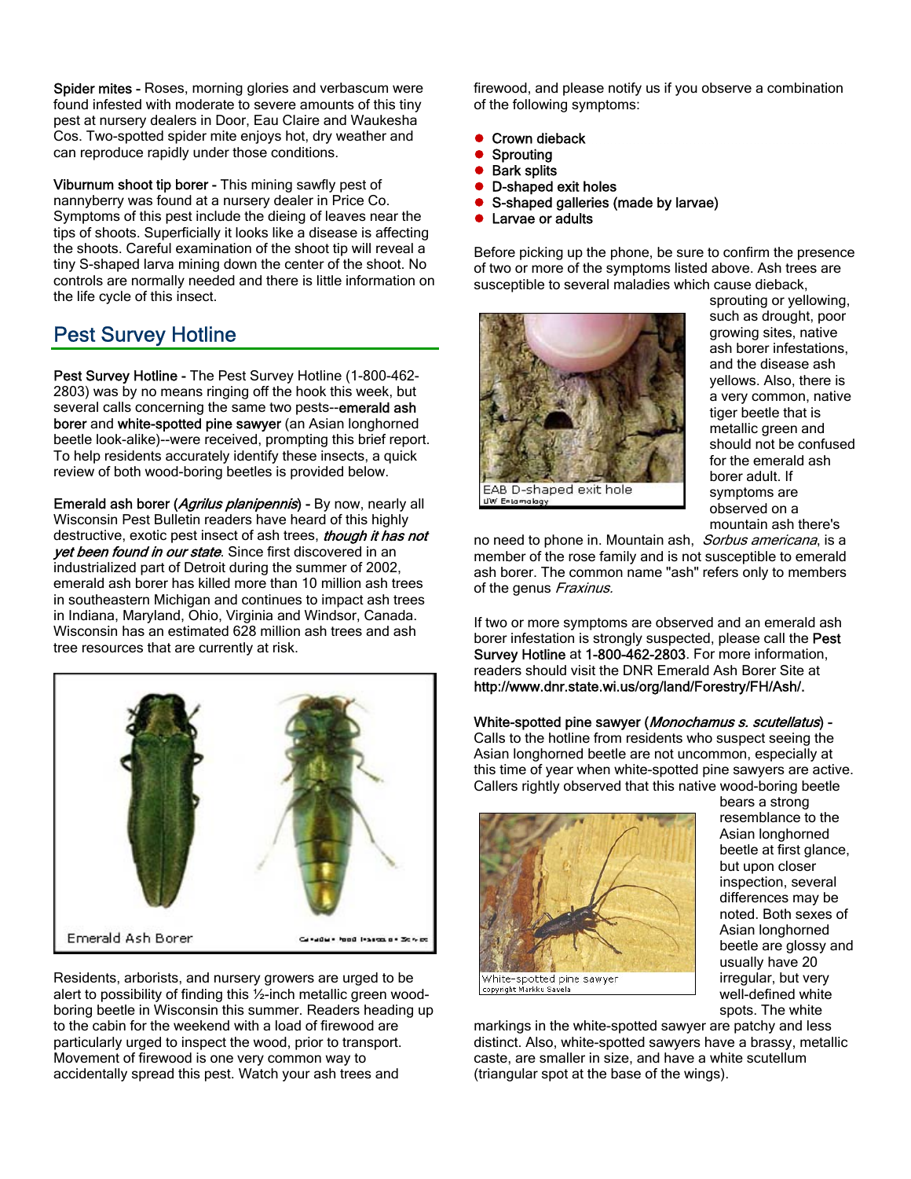**Spider mites -** Roses, morning glories and verbascum were found infested with moderate to severe amounts of this tiny pest at nursery dealers in Door, Eau Claire and Waukesha Cos. Two-spotted spider mite enjoys hot, dry weather and can reproduce rapidly under those conditions.

**Viburnum shoot tip borer -** This mining sawfly pest of nannyberry was found at a nursery dealer in Price Co. Symptoms of this pest include the dieing of leaves near the tips of shoots. Superficially it looks like a disease is affecting the shoots. Careful examination of the shoot tip will reveal a tiny S-shaped larva mining down the center of the shoot. No controls are normally needed and there is little information on the life cycle of this insect.

## Pest Survey Hotline

**Pest Survey Hotline -** The Pest Survey Hotline (1-800-462-2803) was by no means ringing off the hook this week, but several calls concerning the same two pests--**emerald ash borer** and **white-spotted pine sawyer** (an Asian longhorned beetle look-alike)--were received, prompting this brief report. To help residents accurately identify these insects, a quick review of both wood-boring beetles is provided below.

**Emerald ash borer (*Agrilus planipennis*) -** By now, nearly all Wisconsin Pest Bulletin readers have heard of this highly destructive, exotic pest insect of ash trees, ***though it has not yet been found in our state***. Since first discovered in an industrialized part of Detroit during the summer of 2002, emerald ash borer has killed more than 10 million ash trees in southeastern Michigan and continues to impact ash trees in Indiana, Maryland, Ohio, Virginia and Windsor, Canada. Wisconsin has an estimated 628 million ash trees and ash tree resources that are currently at risk.

Emerald Ash Borer

Residents, arborists, and nursery growers are urged to be alert to possibility of finding this ½-inch metallic green wood-boring beetle in Wisconsin this summer. Readers heading up to the cabin for the weekend with a load of firewood are particularly urged to inspect the wood, prior to transport. Movement of firewood is one very common way to accidentally spread this pest. Watch your ash trees and firewood, and please notify us if you observe a combination of the following symptoms:

- Crown dieback
- Sprouting
- Bark splits
- D-shaped exit holes
- S-shaped galleries (made by larvae)
- Larvae or adults

Before picking up the phone, be sure to confirm the presence of two or more of the symptoms listed above. Ash trees are susceptible to several maladies which cause dieback, sprouting or yellowing, such as drought, poor growing sites, native ash borer infestations, and the disease ash yellows. Also, there is a very common, native tiger beetle that is metallic green and should not be confused for the emerald ash borer adult. If symptoms are observed on a mountain ash there's no need to phone in. Mountain ash, *Sorbus americana*, is a member of the rose family and is not susceptible to emerald ash borer. The common name "ash" refers only to members of the genus *Fraxinus*.

EAB D-shaped exit hole

If two or more symptoms are observed and an emerald ash borer infestation is strongly suspected, please call the **Pest Survey Hotline** at **1-800-462-2803**. For more information, readers should visit the DNR Emerald Ash Borer Site at **http://www.dnr.state.wi.us/org/land/Forestry/FH/Ash/.**

**White-spotted pine sawyer (*Monochamus s. scutellatus*) -** Calls to the hotline from residents who suspect seeing the Asian longhorned beetle are not uncommon, especially at this time of year when white-spotted pine sawyers are active. Callers rightly observed that this native wood-boring beetle bears a strong resemblance to the Asian longhorned beetle at first glance, but upon closer inspection, several differences may be noted. Both sexes of Asian longhorned beetle are glossy and usually have 20 irregular, but very well-defined white spots. The white markings in the white-spotted sawyer are patchy and less distinct. Also, white-spotted sawyers have a brassy, metallic caste, are smaller in size, and have a white scutellum (triangular spot at the base of the wings).

White-spotted pine sawyer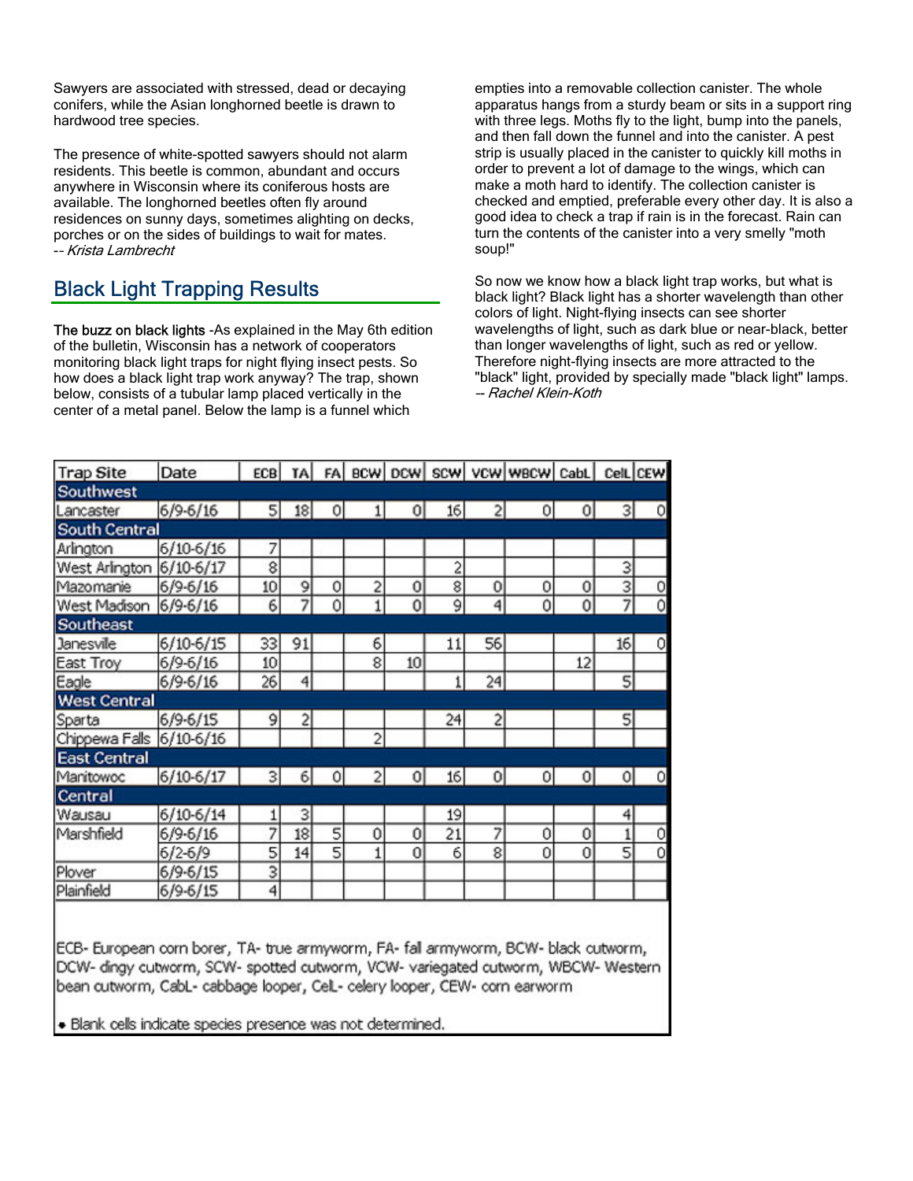Sawyers are associated with stressed, dead or decaying conifers, while the Asian longhorned beetle is drawn to hardwood tree species.

The presence of white-spotted sawyers should not alarm residents. This beetle is common, abundant and occurs anywhere in Wisconsin where its coniferous hosts are available. The longhorned beetles often fly around residences on sunny days, sometimes alighting on decks, porches or on the sides of buildings to wait for mates.
*-- Krista Lambrecht*

## Black Light Trapping Results

The buzz on black lights -As explained in the May 6th edition of the bulletin, Wisconsin has a network of cooperators monitoring black light traps for night flying insect pests. So how does a black light trap work anyway? The trap, shown below, consists of a tubular lamp placed vertically in the center of a metal panel. Below the lamp is a funnel which empties into a removable collection canister. The whole apparatus hangs from a sturdy beam or sits in a support ring with three legs. Moths fly to the light, bump into the panels, and then fall down the funnel and into the canister. A pest strip is usually placed in the canister to quickly kill moths in order to prevent a lot of damage to the wings, which can make a moth hard to identify. The collection canister is checked and emptied, preferable every other day. It is also a good idea to check a trap if rain is in the forecast. Rain can turn the contents of the canister into a very smelly "moth soup!"

So now we know how a black light trap works, but what is black light? Black light has a shorter wavelength than other colors of light. Night-flying insects can see shorter wavelengths of light, such as dark blue or near-black, better than longer wavelengths of light, such as red or yellow. Therefore night-flying insects are more attracted to the "black" light, provided by specially made "black light" lamps.
*-- Rachel Klein-Koth*

| Trap Site | Date | ECB | TA | FA | BCW | DCW | SCW | VCW | WBCW | CabL | CelL | CEW |
|---|---|---|---|---|---|---|---|---|---|---|---|---|
| **Southwest** | | | | | | | | | | | | |
| Lancaster | 6/9-6/16 | 5 | 18 | 0 | 1 | 0 | 16 | 2 | 0 | 0 | 3 | 0 |
| **South Central** | | | | | | | | | | | | |
| Arlington | 6/10-6/16 | 7 | | | | | | | | | | |
| West Arlington | 6/10-6/17 | 8 | | | | | 2 | | | | 3 | |
| Mazomanie | 6/9-6/16 | 10 | 9 | 0 | 2 | 0 | 8 | 0 | 0 | 0 | 3 | 0 |
| West Madison | 6/9-6/16 | 6 | 7 | 0 | 1 | 0 | 9 | 4 | 0 | 0 | 7 | 0 |
| **Southeast** | | | | | | | | | | | | |
| Janesville | 6/10-6/15 | 33 | 91 | | 6 | | 11 | 56 | | | 16 | 0 |
| East Troy | 6/9-6/16 | 10 | | | 8 | 10 | | | | 12 | | |
| Eagle | 6/9-6/16 | 26 | 4 | | | | 1 | 24 | | | 5 | |
| **West Central** | | | | | | | | | | | | |
| Sparta | 6/9-6/15 | 9 | 2 | | | | 24 | 2 | | | 5 | |
| Chippewa Falls | 6/10-6/16 | | | | 2 | | | | | | | |
| **East Central** | | | | | | | | | | | | |
| Manitowoc | 6/10-6/17 | 3 | 6 | 0 | 2 | 0 | 16 | 0 | 0 | 0 | 0 | 0 |
| **Central** | | | | | | | | | | | | |
| Wausau | 6/10-6/14 | 1 | 3 | | | | 19 | | | | 4 | |
| Marshfield | 6/9-6/16 | 7 | 18 | 5 | 0 | 0 | 21 | 7 | 0 | 0 | 1 | 0 |
| | 6/2-6/9 | 5 | 14 | 5 | 1 | 0 | 6 | 8 | 0 | 0 | 5 | 0 |
| Plover | 6/9-6/15 | 3 | | | | | | | | | | |
| Plainfield | 6/9-6/15 | 4 | | | | | | | | | | |

ECB- European corn borer, TA- true armyworm, FA- fall armyworm, BCW- black cutworm, DCW- dingy cutworm, SCW- spotted cutworm, VCW- variegated cutworm, WBCW- Western bean cutworm, CabL- cabbage looper, CelL- celery looper, CEW- corn earworm

- Blank cells indicate species presence was not determined.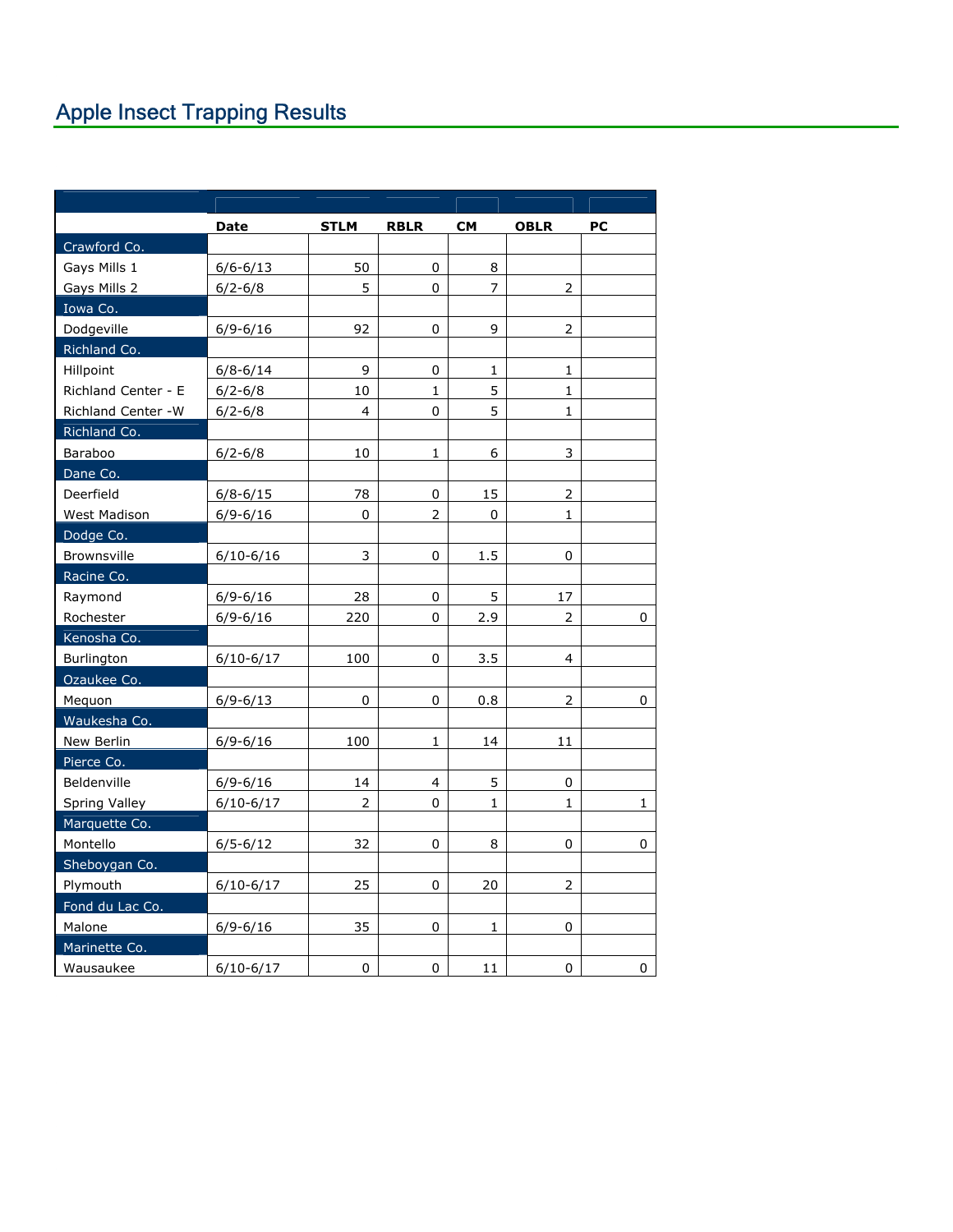## Apple Insect Trapping Results

| | Date | STLM | RBLR | CM | OBLR | PC |
|---|---|---|---|---|---|---|
| Crawford Co. | | | | | | |
| Gays Mills 1 | 6/6-6/13 | 50 | 0 | 8 | | |
| Gays Mills 2 | 6/2-6/8 | 5 | 0 | 7 | 2 | |
| Iowa Co. | | | | | | |
| Dodgeville | 6/9-6/16 | 92 | 0 | 9 | 2 | |
| Richland Co. | | | | | | |
| Hillpoint | 6/8-6/14 | 9 | 0 | 1 | 1 | |
| Richland Center - E | 6/2-6/8 | 10 | 1 | 5 | 1 | |
| Richland Center -W | 6/2-6/8 | 4 | 0 | 5 | 1 | |
| Richland Co. | | | | | | |
| Baraboo | 6/2-6/8 | 10 | 1 | 6 | 3 | |
| Dane Co. | | | | | | |
| Deerfield | 6/8-6/15 | 78 | 0 | 15 | 2 | |
| West Madison | 6/9-6/16 | 0 | 2 | 0 | 1 | |
| Dodge Co. | | | | | | |
| Brownsville | 6/10-6/16 | 3 | 0 | 1.5 | 0 | |
| Racine Co. | | | | | | |
| Raymond | 6/9-6/16 | 28 | 0 | 5 | 17 | |
| Rochester | 6/9-6/16 | 220 | 0 | 2.9 | 2 | 0 |
| Kenosha Co. | | | | | | |
| Burlington | 6/10-6/17 | 100 | 0 | 3.5 | 4 | |
| Ozaukee Co. | | | | | | |
| Mequon | 6/9-6/13 | 0 | 0 | 0.8 | 2 | 0 |
| Waukesha Co. | | | | | | |
| New Berlin | 6/9-6/16 | 100 | 1 | 14 | 11 | |
| Pierce Co. | | | | | | |
| Beldenville | 6/9-6/16 | 14 | 4 | 5 | 0 | |
| Spring Valley | 6/10-6/17 | 2 | 0 | 1 | 1 | 1 |
| Marquette Co. | | | | | | |
| Montello | 6/5-6/12 | 32 | 0 | 8 | 0 | 0 |
| Sheboygan Co. | | | | | | |
| Plymouth | 6/10-6/17 | 25 | 0 | 20 | 2 | |
| Fond du Lac Co. | | | | | | |
| Malone | 6/9-6/16 | 35 | 0 | 1 | 0 | |
| Marinette Co. | | | | | | |
| Wausaukee | 6/10-6/17 | 0 | 0 | 11 | 0 | 0 |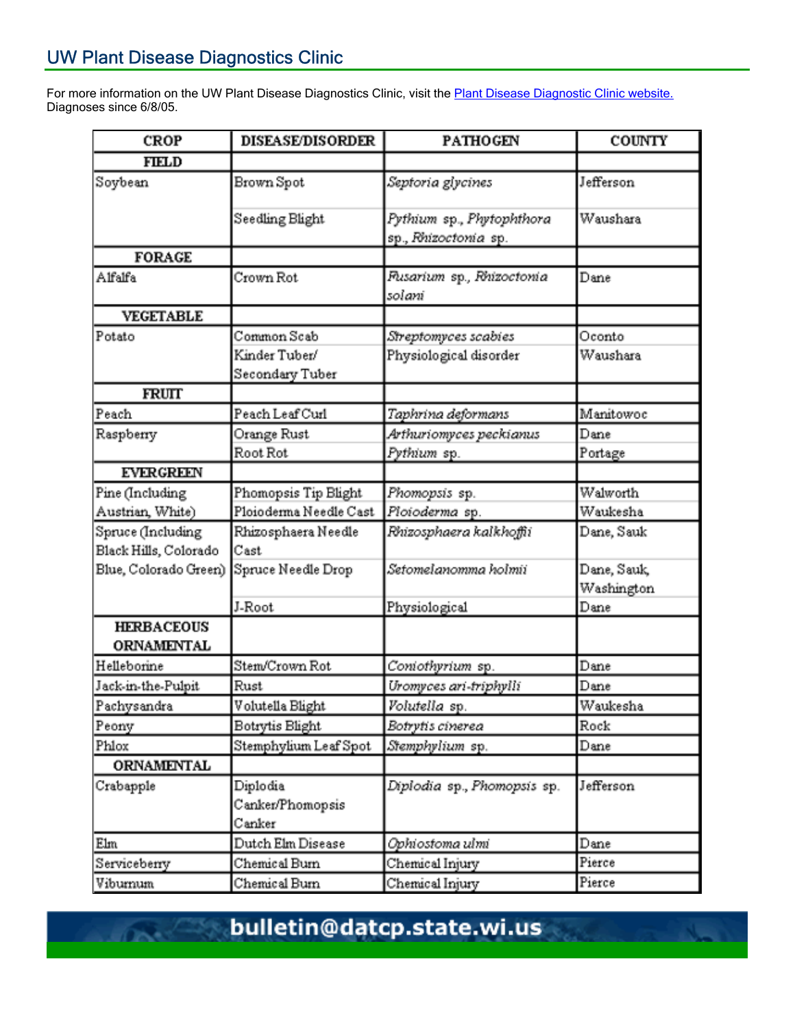## UW Plant Disease Diagnostics Clinic

For more information on the UW Plant Disease Diagnostics Clinic, visit the Plant Disease Diagnostic Clinic website.
Diagnoses since 6/8/05.

| CROP | DISEASE/DISORDER | PATHOGEN | COUNTY |
|---|---|---|---|
| **FIELD** | | | |
| Soybean | Brown Spot | *Septoria glycines* | Jefferson |
| | Seedling Blight | *Pythium* sp., *Phytophthora* sp., *Rhizoctonia* sp. | Waushara |
| **FORAGE** | | | |
| Alfalfa | Crown Rot | *Fusarium* sp., *Rhizoctonia solani* | Dane |
| **VEGETABLE** | | | |
| Potato | Common Scab | *Streptomyces scabies* | Oconto |
| | Kinder Tuber/ Secondary Tuber | Physiological disorder | Waushara |
| **FRUIT** | | | |
| Peach | Peach Leaf Curl | *Taphrina deformans* | Manitowoc |
| Raspberry | Orange Rust | *Arthuriomyces peckianus* | Dane |
| | Root Rot | *Pythium* sp. | Portage |
| **EVERGREEN** | | | |
| Pine (Including Austrian, White) | Phomopsis Tip Blight | *Phomopsis* sp. | Walworth |
| | Ploioderma Needle Cast | *Ploioderma* sp. | Waukesha |
| Spruce (Including Black Hills, Colorado Blue, Colorado Green) | Rhizosphaera Needle Cast | *Rhizosphaera kalkhoffii* | Dane, Sauk |
| | Spruce Needle Drop | *Setomelanomma holmii* | Dane, Sauk, Washington |
| | J-Root | Physiological | Dane |
| **HERBACEOUS ORNAMENTAL** | | | |
| Helleborine | Stem/Crown Rot | *Coniothyrium* sp. | Dane |
| Jack-in-the-Pulpit | Rust | *Uromyces ari-triphylli* | Dane |
| Pachysandra | Volutella Blight | *Volutella* sp. | Waukesha |
| Peony | Botrytis Blight | *Botrytis cinerea* | Rock |
| Phlox | Stemphylium Leaf Spot | *Stemphylium* sp. | Dane |
| **ORNAMENTAL** | | | |
| Crabapple | Diplodia Canker/Phomopsis Canker | *Diplodia* sp., *Phomopsis* sp. | Jefferson |
| Elm | Dutch Elm Disease | *Ophiostoma ulmi* | Dane |
| Serviceberry | Chemical Burn | Chemical Injury | Pierce |
| Viburnum | Chemical Burn | Chemical Injury | Pierce |

bulletin@datcp.state.wi.us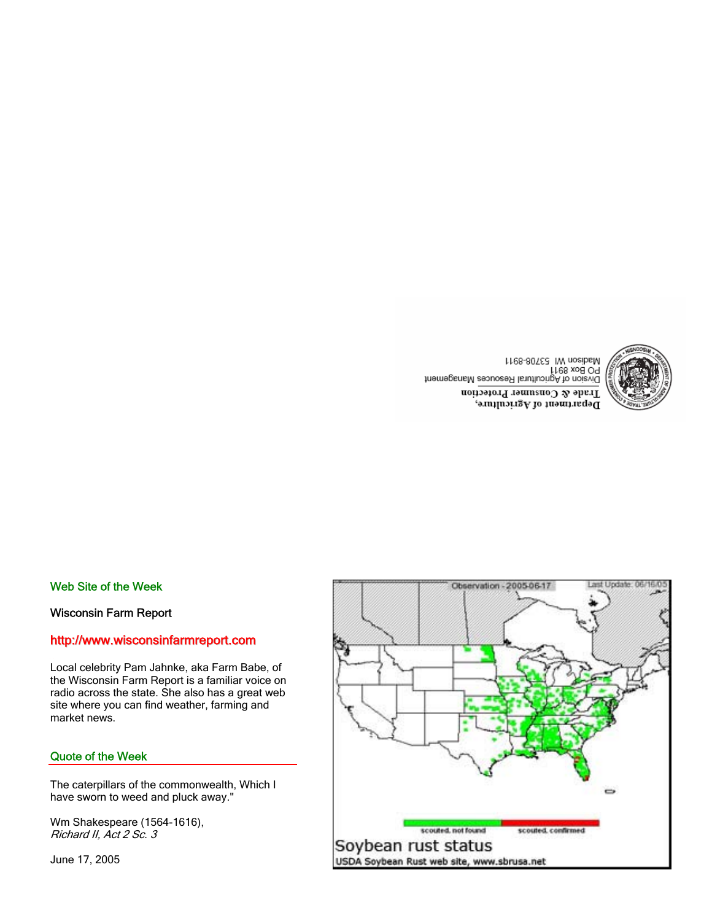Department of Agriculture,
Trade & Consumer Protection
Divsion of Agricultural Resouces Management
PO Box 8911
Madison WI 53708-8911

### Web Site of the Week

Wisconsin Farm Report

http://www.wisconsinfarmreport.com

Local celebrity Pam Jahnke, aka Farm Babe, of the Wisconsin Farm Report is a familiar voice on radio across the state. She also has a great web site where you can find weather, farming and market news.

### Quote of the Week

The caterpillars of the commonwealth, Which I have sworn to weed and pluck away."

Wm Shakespeare (1564-1616),
*Richard II, Act 2 Sc. 3*

June 17, 2005

Observation - 2005-06-17

Last Update: 06/16/05

scouted, not found

scouted, confirmed

Soybean rust status

USDA Soybean Rust web site, www.sbrusa.net